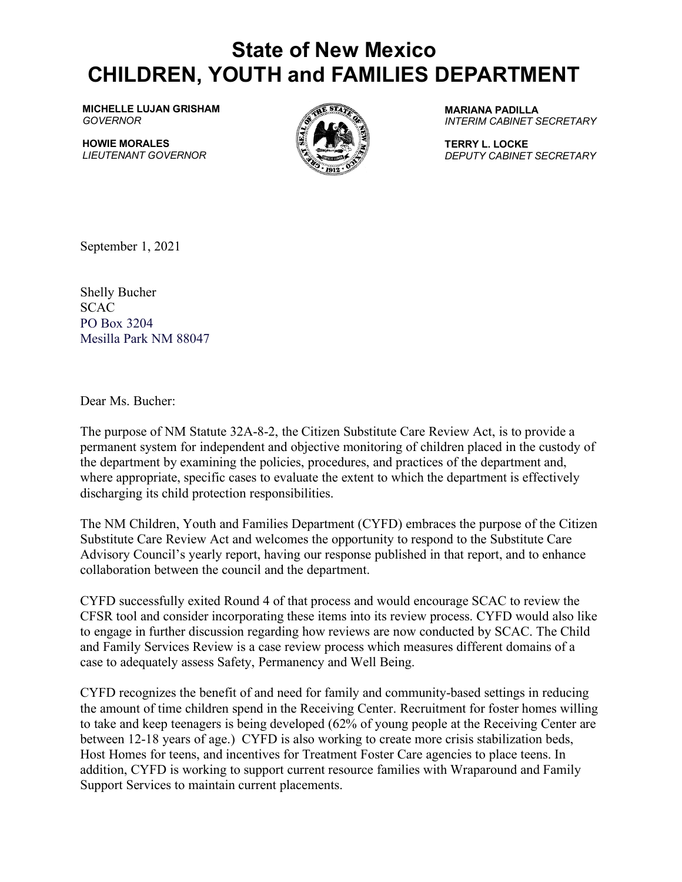# State of New Mexico
# CHILDREN, YOUTH and FAMILIES DEPARTMENT

**MICHELLE LUJAN GRISHAM**
*GOVERNOR*

**HOWIE MORALES**
*LIEUTENANT GOVERNOR*

**MARIANA PADILLA**
*INTERIM CABINET SECRETARY*

**TERRY L. LOCKE**
*DEPUTY CABINET SECRETARY*

September 1, 2021

Shelly Bucher
SCAC
PO Box 3204
Mesilla Park NM 88047

Dear Ms. Bucher:

The purpose of NM Statute 32A-8-2, the Citizen Substitute Care Review Act, is to provide a permanent system for independent and objective monitoring of children placed in the custody of the department by examining the policies, procedures, and practices of the department and, where appropriate, specific cases to evaluate the extent to which the department is effectively discharging its child protection responsibilities.

The NM Children, Youth and Families Department (CYFD) embraces the purpose of the Citizen Substitute Care Review Act and welcomes the opportunity to respond to the Substitute Care Advisory Council's yearly report, having our response published in that report, and to enhance collaboration between the council and the department.

CYFD successfully exited Round 4 of that process and would encourage SCAC to review the CFSR tool and consider incorporating these items into its review process. CYFD would also like to engage in further discussion regarding how reviews are now conducted by SCAC. The Child and Family Services Review is a case review process which measures different domains of a case to adequately assess Safety, Permanency and Well Being.

CYFD recognizes the benefit of and need for family and community-based settings in reducing the amount of time children spend in the Receiving Center. Recruitment for foster homes willing to take and keep teenagers is being developed (62% of young people at the Receiving Center are between 12-18 years of age.) CYFD is also working to create more crisis stabilization beds, Host Homes for teens, and incentives for Treatment Foster Care agencies to place teens. In addition, CYFD is working to support current resource families with Wraparound and Family Support Services to maintain current placements.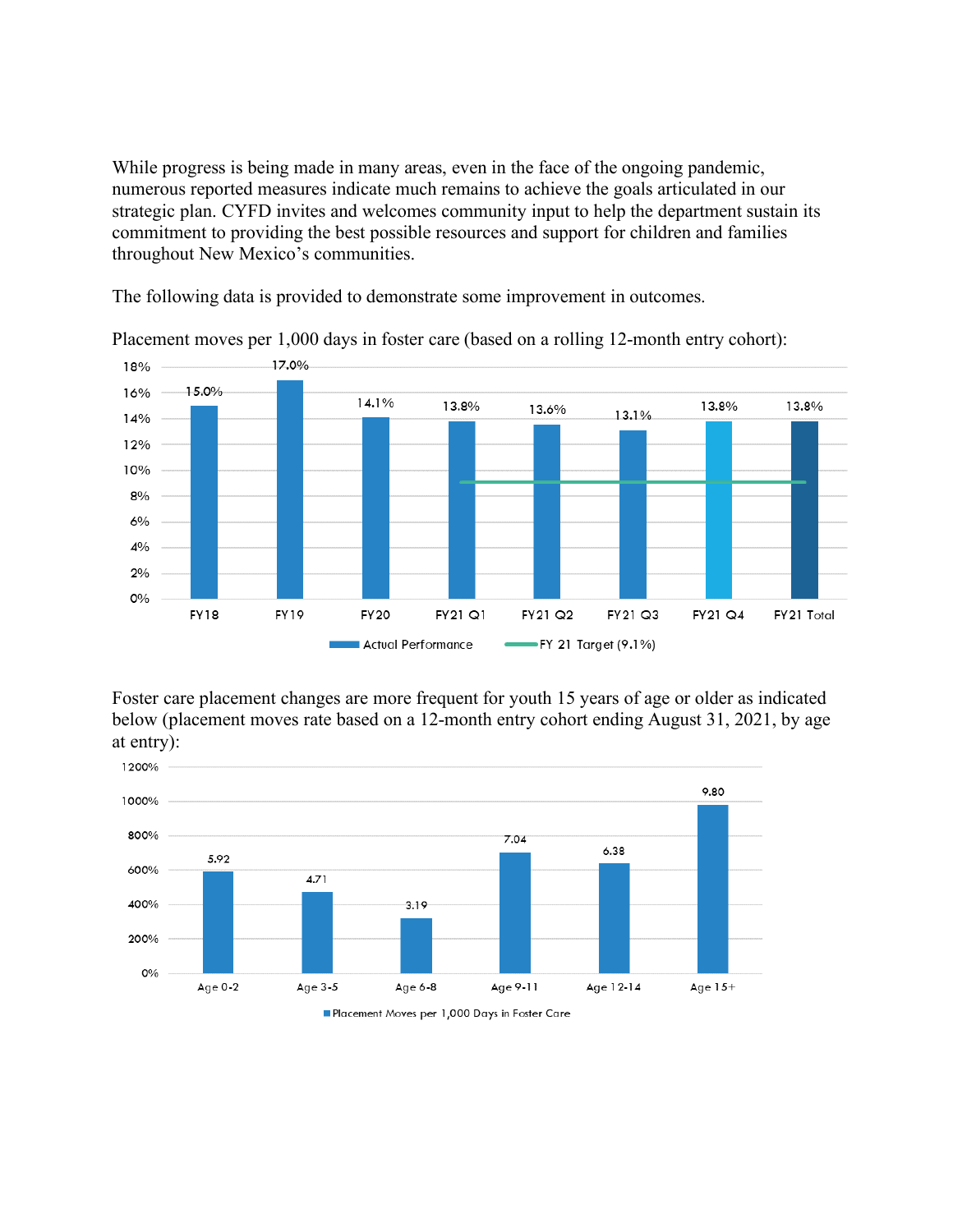While progress is being made in many areas, even in the face of the ongoing pandemic, numerous reported measures indicate much remains to achieve the goals articulated in our strategic plan. CYFD invites and welcomes community input to help the department sustain its commitment to providing the best possible resources and support for children and families throughout New Mexico's communities.

The following data is provided to demonstrate some improvement in outcomes.

Placement moves per 1,000 days in foster care (based on a rolling 12-month entry cohort):

| | FY18 | FY19 | FY20 | FY21 Q1 | FY21 Q2 | FY21 Q3 | FY21 Q4 | FY21 Total |
|---|---|---|---|---|---|---|---|---|
| Actual Performance | 15.0% | 17.0% | 14.1% | 13.8% | 13.6% | 13.1% | 13.8% | 13.8% |
| FY 21 Target (9.1%) | | | | 9.1% | 9.1% | 9.1% | 9.1% | 9.1% |

Foster care placement changes are more frequent for youth 15 years of age or older as indicated below (placement moves rate based on a 12-month entry cohort ending August 31, 2021, by age at entry):

| | Age 0-2 | Age 3-5 | Age 6-8 | Age 9-11 | Age 12-14 | Age 15+ |
|---|---|---|---|---|---|---|
| Placement Moves per 1,000 Days in Foster Care | 5.92 | 4.71 | 3.19 | 7.04 | 6.38 | 9.80 |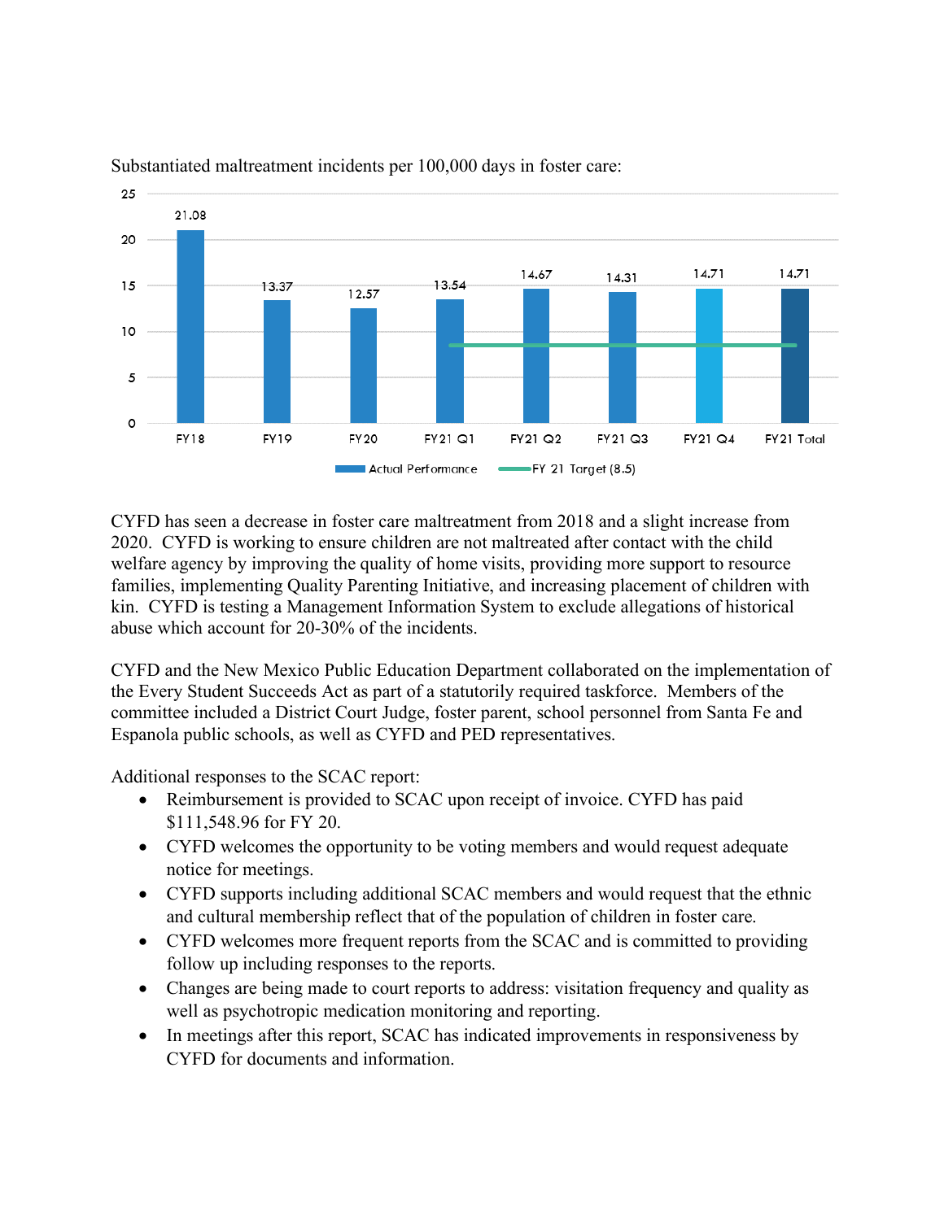Substantiated maltreatment incidents per 100,000 days in foster care:

| | FY18 | FY19 | FY20 | FY21 Q1 | FY21 Q2 | FY21 Q3 | FY21 Q4 | FY21 Total |
|---|---|---|---|---|---|---|---|---|
| Actual Performance | 21.08 | 13.37 | 12.57 | 13.54 | 14.67 | 14.31 | 14.71 | 14.71 |
| FY 21 Target (8.5) | | | | 8.5 | 8.5 | 8.5 | 8.5 | 8.5 |

CYFD has seen a decrease in foster care maltreatment from 2018 and a slight increase from 2020. CYFD is working to ensure children are not maltreated after contact with the child welfare agency by improving the quality of home visits, providing more support to resource families, implementing Quality Parenting Initiative, and increasing placement of children with kin. CYFD is testing a Management Information System to exclude allegations of historical abuse which account for 20-30% of the incidents.

CYFD and the New Mexico Public Education Department collaborated on the implementation of the Every Student Succeeds Act as part of a statutorily required taskforce. Members of the committee included a District Court Judge, foster parent, school personnel from Santa Fe and Espanola public schools, as well as CYFD and PED representatives.

Additional responses to the SCAC report:

- Reimbursement is provided to SCAC upon receipt of invoice. CYFD has paid $111,548.96 for FY 20.
- CYFD welcomes the opportunity to be voting members and would request adequate notice for meetings.
- CYFD supports including additional SCAC members and would request that the ethnic and cultural membership reflect that of the population of children in foster care.
- CYFD welcomes more frequent reports from the SCAC and is committed to providing follow up including responses to the reports.
- Changes are being made to court reports to address: visitation frequency and quality as well as psychotropic medication monitoring and reporting.
- In meetings after this report, SCAC has indicated improvements in responsiveness by CYFD for documents and information.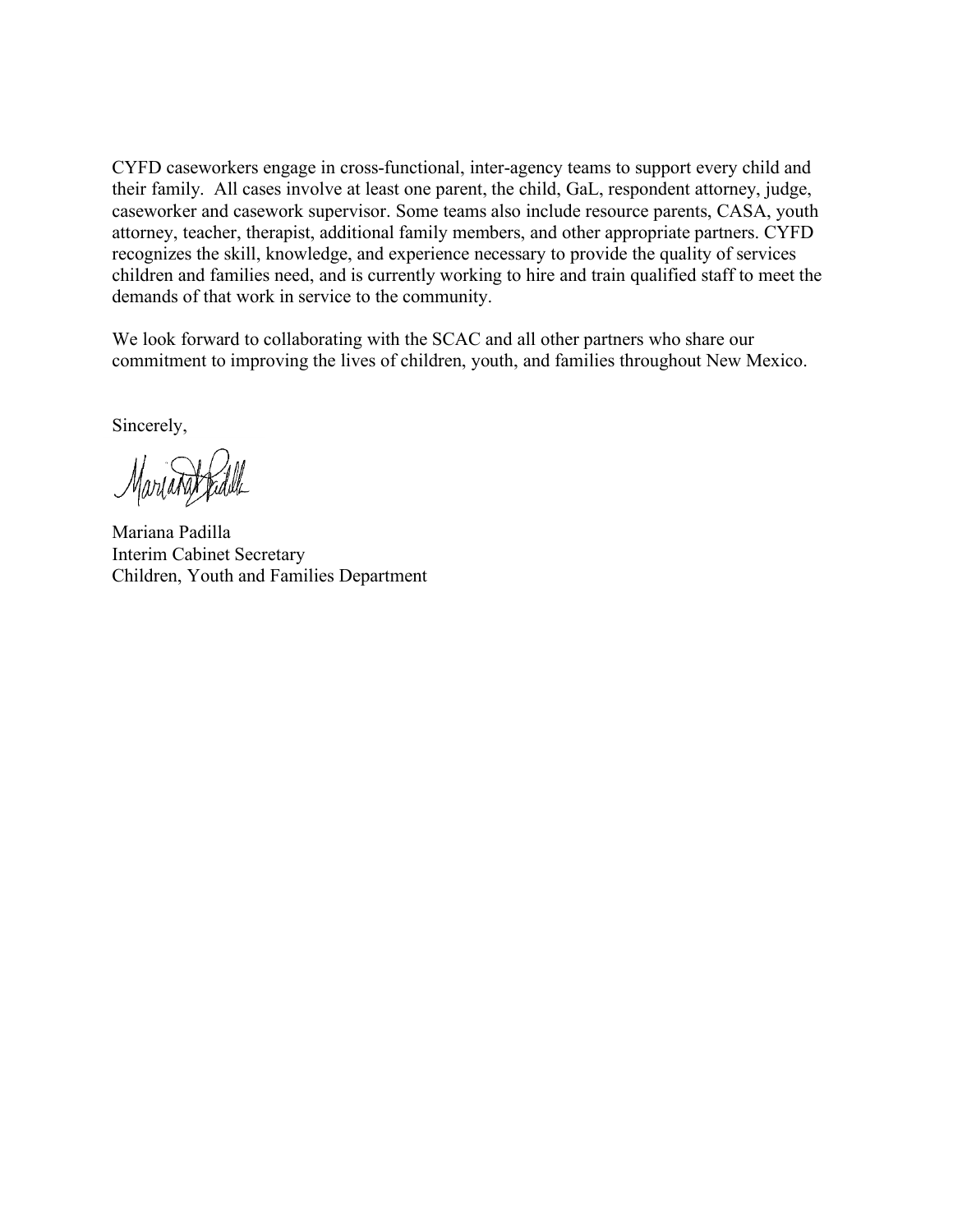CYFD caseworkers engage in cross-functional, inter-agency teams to support every child and their family. All cases involve at least one parent, the child, GaL, respondent attorney, judge, caseworker and casework supervisor. Some teams also include resource parents, CASA, youth attorney, teacher, therapist, additional family members, and other appropriate partners. CYFD recognizes the skill, knowledge, and experience necessary to provide the quality of services children and families need, and is currently working to hire and train qualified staff to meet the demands of that work in service to the community.

We look forward to collaborating with the SCAC and all other partners who share our commitment to improving the lives of children, youth, and families throughout New Mexico.

Sincerely,

Mariana Padilla
Interim Cabinet Secretary
Children, Youth and Families Department